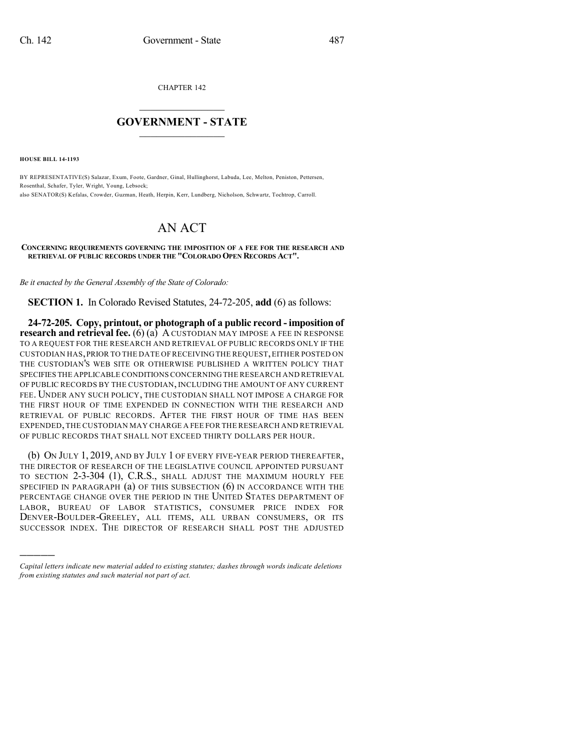CHAPTER 142

# GOVERNMENT - STATE

**HOUSE BILL 14-1193**

BY REPRESENTATIVE(S) Salazar, Exum, Foote, Gardner, Ginal, Hullinghorst, Labuda, Lee, Melton, Peniston, Pettersen, Rosenthal, Schafer, Tyler, Wright, Young, Lebsock;
also SENATOR(S) Kefalas, Crowder, Guzman, Heath, Herpin, Kerr, Lundberg, Nicholson, Schwartz, Tochtrop, Carroll.

# AN ACT

**CONCERNING REQUIREMENTS GOVERNING THE IMPOSITION OF A FEE FOR THE RESEARCH AND RETRIEVAL OF PUBLIC RECORDS UNDER THE "COLORADO OPEN RECORDS ACT".**

*Be it enacted by the General Assembly of the State of Colorado:*

**SECTION 1.** In Colorado Revised Statutes, 24-72-205, **add** (6) as follows:

**24-72-205. Copy, printout, or photograph of a public record - imposition of research and retrieval fee.** (6) (a) A CUSTODIAN MAY IMPOSE A FEE IN RESPONSE TO A REQUEST FOR THE RESEARCH AND RETRIEVAL OF PUBLIC RECORDS ONLY IF THE CUSTODIAN HAS, PRIOR TO THE DATE OF RECEIVING THE REQUEST, EITHER POSTED ON THE CUSTODIAN'S WEB SITE OR OTHERWISE PUBLISHED A WRITTEN POLICY THAT SPECIFIES THE APPLICABLE CONDITIONS CONCERNING THE RESEARCH AND RETRIEVAL OF PUBLIC RECORDS BY THE CUSTODIAN, INCLUDING THE AMOUNT OF ANY CURRENT FEE. UNDER ANY SUCH POLICY, THE CUSTODIAN SHALL NOT IMPOSE A CHARGE FOR THE FIRST HOUR OF TIME EXPENDED IN CONNECTION WITH THE RESEARCH AND RETRIEVAL OF PUBLIC RECORDS. AFTER THE FIRST HOUR OF TIME HAS BEEN EXPENDED, THE CUSTODIAN MAY CHARGE A FEE FOR THE RESEARCH AND RETRIEVAL OF PUBLIC RECORDS THAT SHALL NOT EXCEED THIRTY DOLLARS PER HOUR.

(b) ON JULY 1, 2019, AND BY JULY 1 OF EVERY FIVE-YEAR PERIOD THEREAFTER, THE DIRECTOR OF RESEARCH OF THE LEGISLATIVE COUNCIL APPOINTED PURSUANT TO SECTION 2-3-304 (1), C.R.S., SHALL ADJUST THE MAXIMUM HOURLY FEE SPECIFIED IN PARAGRAPH (a) OF THIS SUBSECTION (6) IN ACCORDANCE WITH THE PERCENTAGE CHANGE OVER THE PERIOD IN THE UNITED STATES DEPARTMENT OF LABOR, BUREAU OF LABOR STATISTICS, CONSUMER PRICE INDEX FOR DENVER-BOULDER-GREELEY, ALL ITEMS, ALL URBAN CONSUMERS, OR ITS SUCCESSOR INDEX. THE DIRECTOR OF RESEARCH SHALL POST THE ADJUSTED

---

*Capital letters indicate new material added to existing statutes; dashes through words indicate deletions from existing statutes and such material not part of act.*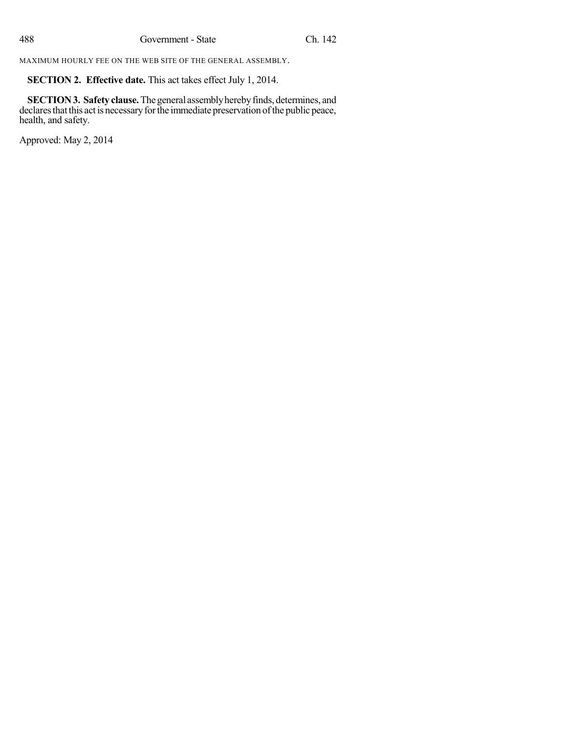MAXIMUM HOURLY FEE ON THE WEB SITE OF THE GENERAL ASSEMBLY.

**SECTION 2. Effective date.** This act takes effect July 1, 2014.

**SECTION 3. Safety clause.** The general assembly hereby finds, determines, and declares that this act is necessary for the immediate preservation of the public peace, health, and safety.

Approved: May 2, 2014